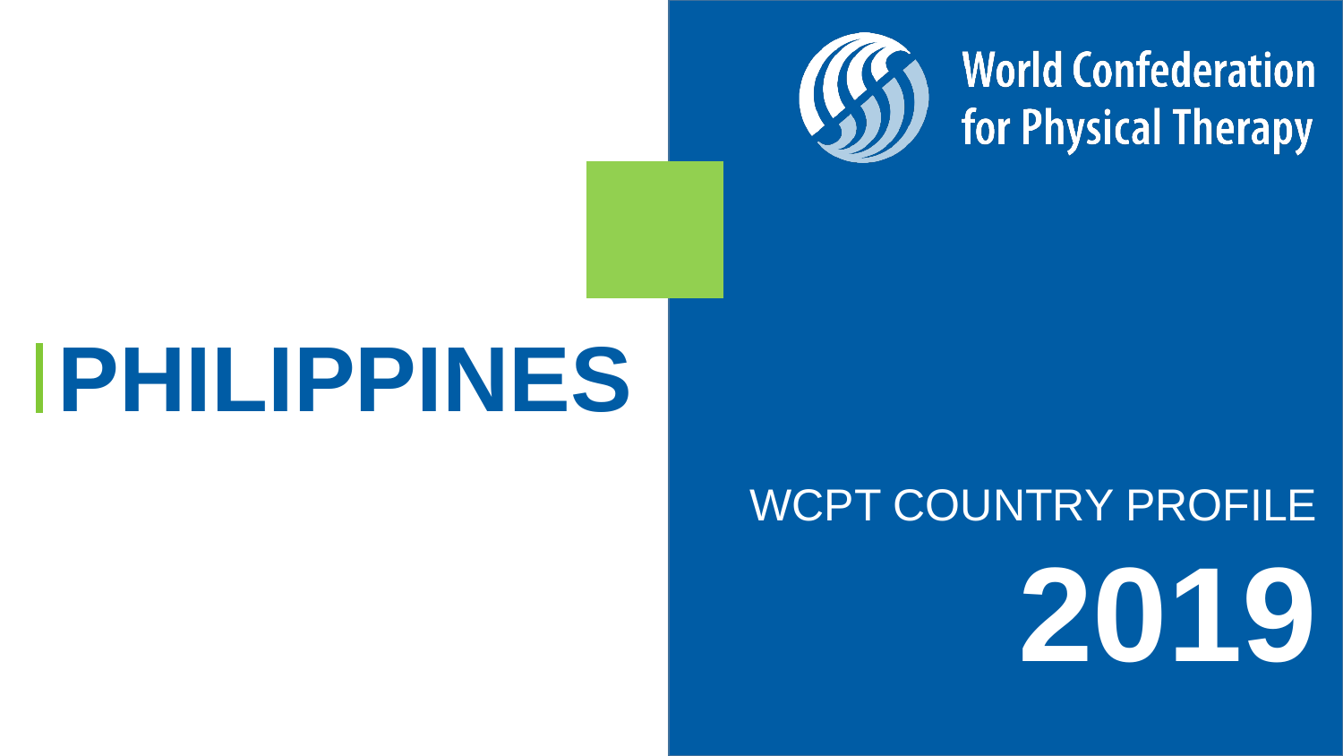World Confederation for Physical Therapy

# PHILIPPINES

WCPT COUNTRY PROFILE

**2019**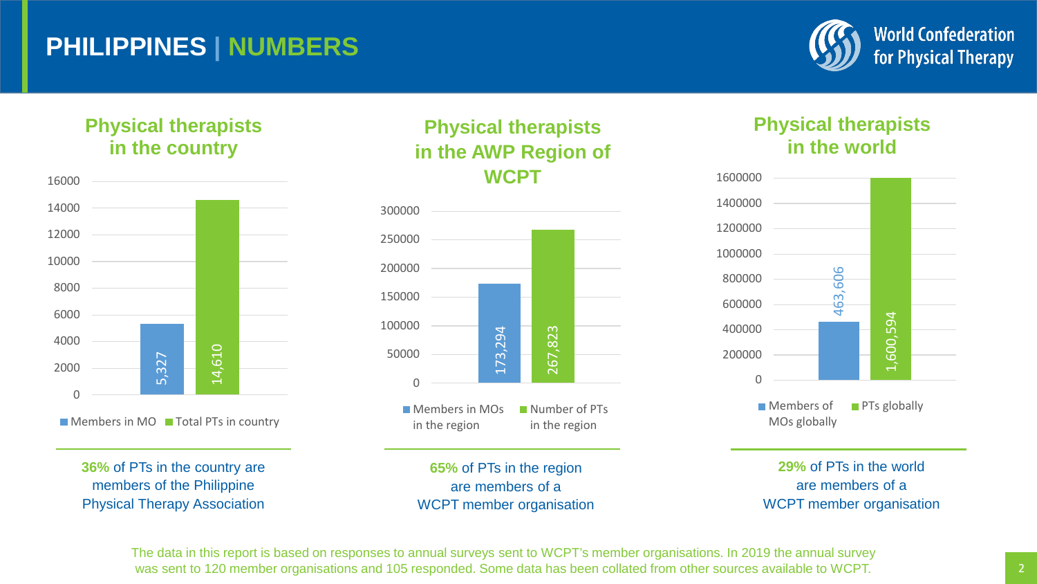# PHILIPPINES | NUMBERS

World Confederation for Physical Therapy

## Physical therapists in the country

| | Value |
|---|---|
| Members in MO | 5,327 |
| Total PTs in country | 14,610 |

**36%** of PTs in the country are members of the Philippine Physical Therapy Association

## Physical therapists in the AWP Region of WCPT

| | Value |
|---|---|
| Members in MOs in the region | 173,294 |
| Number of PTs in the region | 267,823 |

**65%** of PTs in the region are members of a WCPT member organisation

## Physical therapists in the world

| | Value |
|---|---|
| Members of MOs globally | 463,606 |
| PTs globally | 1,600,594 |

**29%** of PTs in the world are members of a WCPT member organisation

The data in this report is based on responses to annual surveys sent to WCPT's member organisations. In 2019 the annual survey was sent to 120 member organisations and 105 responded. Some data has been collated from other sources available to WCPT.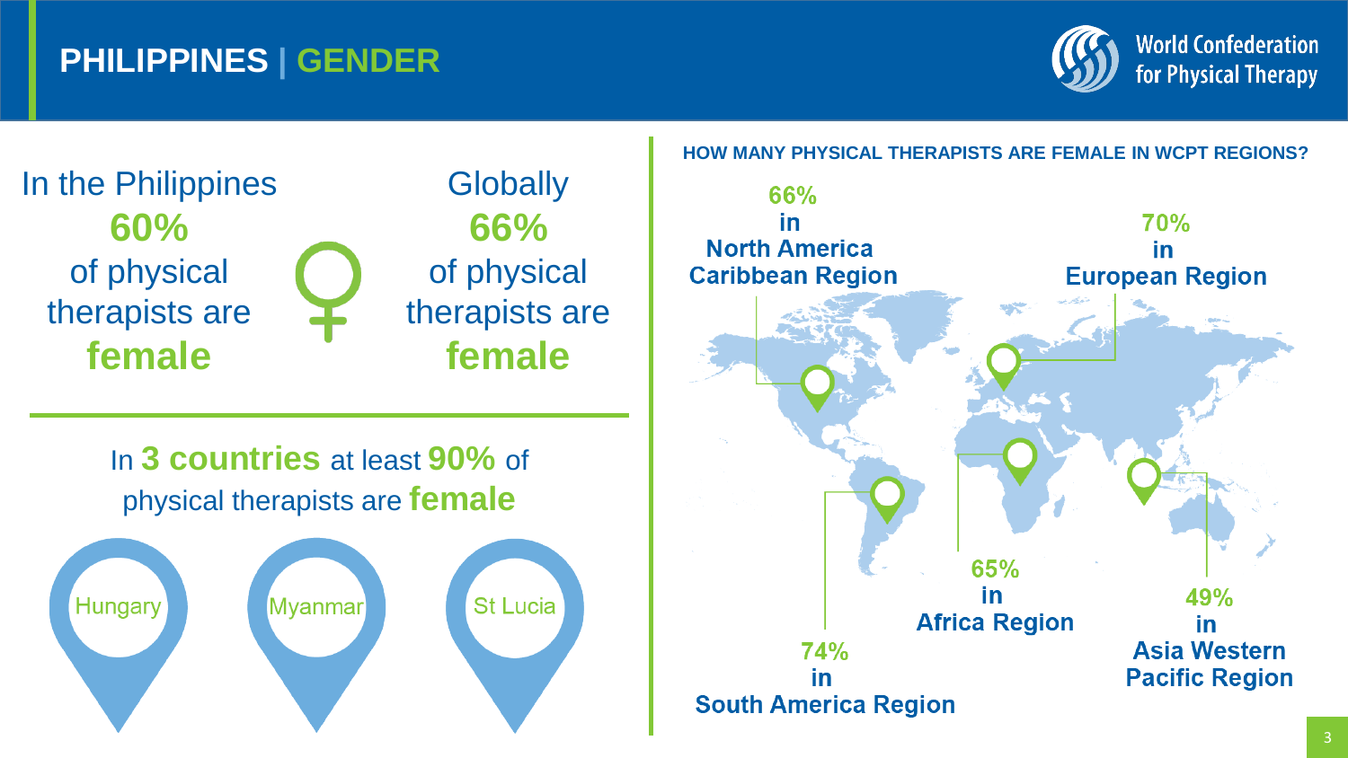# PHILIPPINES | GENDER

World Confederation for Physical Therapy

In the Philippines **60%** of physical therapists are **female**

Globally **66%** of physical therapists are **female**

In **3 countries** at least **90%** of physical therapists are **female**

- Hungary
- Myanmar
- St Lucia

## HOW MANY PHYSICAL THERAPISTS ARE FEMALE IN WCPT REGIONS?

- **66%** in **North America Caribbean Region**
- **70%** in **European Region**
- **65%** in **Africa Region**
- **74%** in **South America Region**
- **49%** in **Asia Western Pacific Region**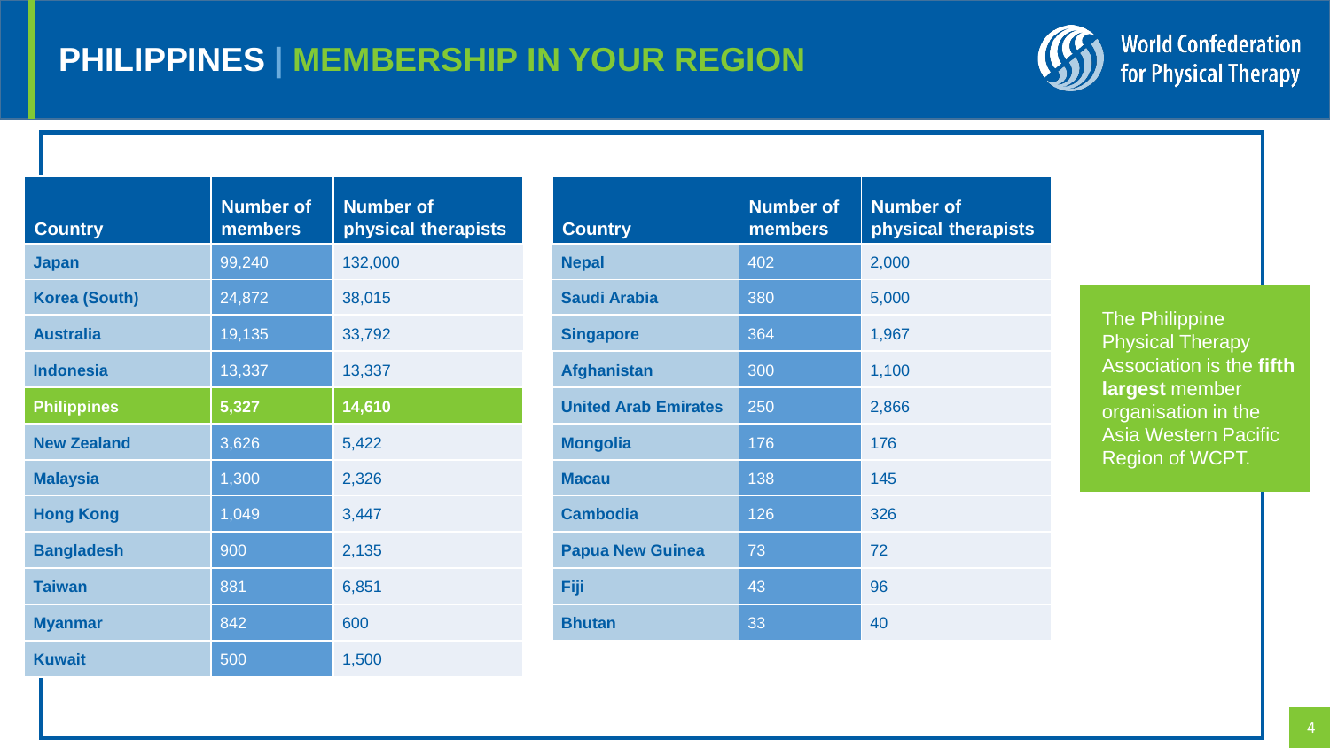# PHILIPPINES | MEMBERSHIP IN YOUR REGION

World Confederation for Physical Therapy

| Country | Number of members | Number of physical therapists |
|---|---|---|
| Japan | 99,240 | 132,000 |
| Korea (South) | 24,872 | 38,015 |
| Australia | 19,135 | 33,792 |
| Indonesia | 13,337 | 13,337 |
| **Philippines** | **5,327** | **14,610** |
| New Zealand | 3,626 | 5,422 |
| Malaysia | 1,300 | 2,326 |
| Hong Kong | 1,049 | 3,447 |
| Bangladesh | 900 | 2,135 |
| Taiwan | 881 | 6,851 |
| Myanmar | 842 | 600 |
| Kuwait | 500 | 1,500 |

| Country | Number of members | Number of physical therapists |
|---|---|---|
| Nepal | 402 | 2,000 |
| Saudi Arabia | 380 | 5,000 |
| Singapore | 364 | 1,967 |
| Afghanistan | 300 | 1,100 |
| United Arab Emirates | 250 | 2,866 |
| Mongolia | 176 | 176 |
| Macau | 138 | 145 |
| Cambodia | 126 | 326 |
| Papua New Guinea | 73 | 72 |
| Fiji | 43 | 96 |
| Bhutan | 33 | 40 |

The Philippine Physical Therapy Association is the **fifth largest** member organisation in the Asia Western Pacific Region of WCPT.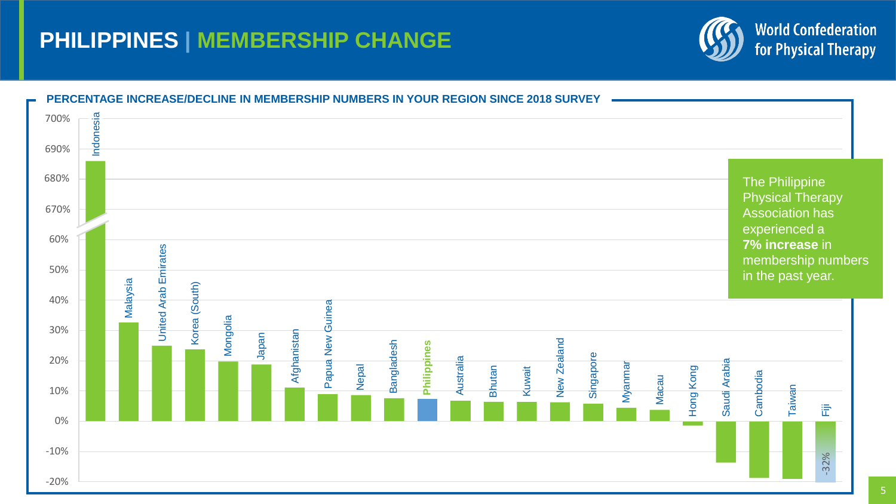# PHILIPPINES | MEMBERSHIP CHANGE

World Confederation for Physical Therapy

**PERCENTAGE INCREASE/DECLINE IN MEMBERSHIP NUMBERS IN YOUR REGION SINCE 2018 SURVEY**

Indonesia, Malaysia, United Arab Emirates, Korea (South), Mongolia, Japan, Afghanistan, Papua New Guinea, Nepal, Bangladesh, **Philippines**, Australia, Bhutan, Kuwait, New Zealand, Singapore, Myanmar, Macau, Hong Kong, Saudi Arabia, Cambodia, Taiwan, Fiji (-32%)

The Philippine Physical Therapy Association has experienced a **7% increase** in membership numbers in the past year.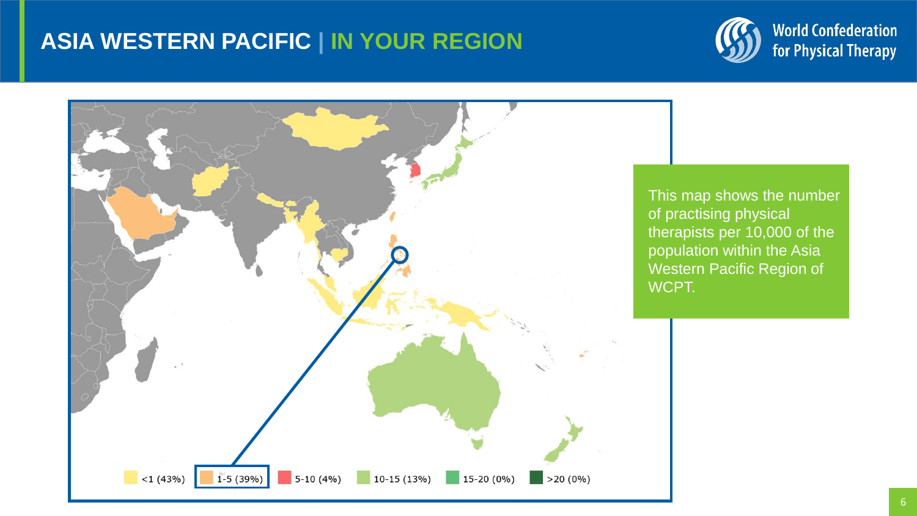# ASIA WESTERN PACIFIC | IN YOUR REGION

<1 (43%) | 1-5 (39%) | 5-10 (4%) | 10-15 (13%) | 15-20 (0%) | >20 (0%)

This map shows the number of practising physical therapists per 10,000 of the population within the Asia Western Pacific Region of WCPT.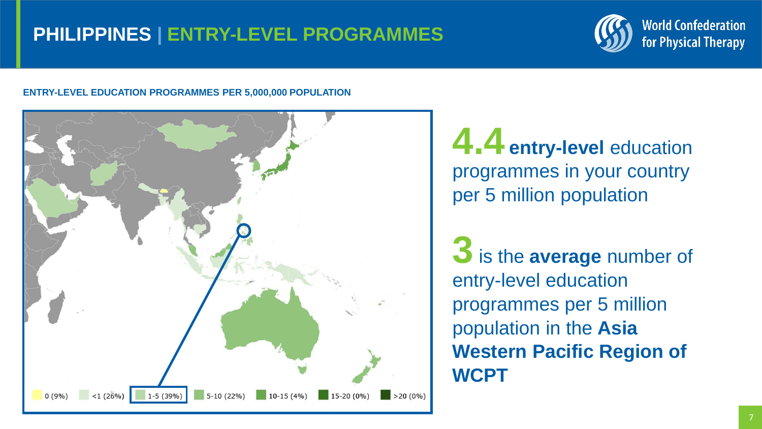# PHILIPPINES | ENTRY-LEVEL PROGRAMMES

**ENTRY-LEVEL EDUCATION PROGRAMMES PER 5,000,000 POPULATION**

0 (9%) | <1 (26%) | 1-5 (39%) | 5-10 (22%) | 10-15 (4%) | 15-20 (0%) | >20 (0%)

**4.4 entry-level** education programmes in your country per 5 million population

**3** is the **average** number of entry-level education programmes per 5 million population in the **Asia Western Pacific Region of WCPT**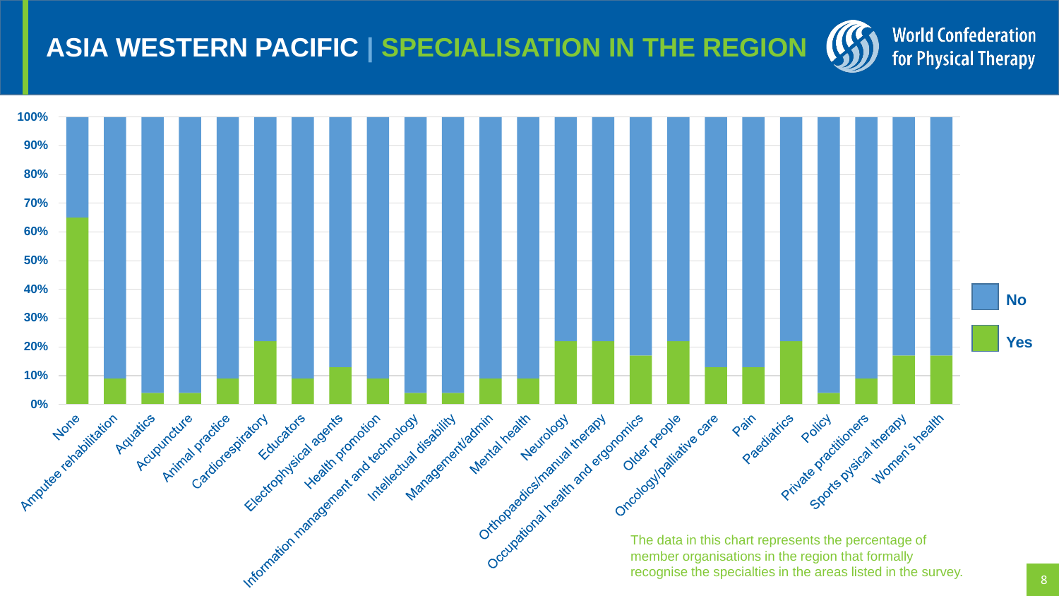# ASIA WESTERN PACIFIC | SPECIALISATION IN THE REGION

World Confederation for Physical Therapy

| Specialty | Yes | No |
|---|---|---|
| None | 65% | 35% |
| Amputee rehabilitation | 9% | 91% |
| Aquatics | 4% | 96% |
| Acupuncture | 4% | 96% |
| Animal practice | 9% | 91% |
| Cardiorespiratory | 22% | 78% |
| Educators | 9% | 91% |
| Electrophysical agents | 13% | 87% |
| Health promotion | 9% | 91% |
| Information management and technology | 4% | 96% |
| Intellectual disability | 4% | 96% |
| Management/admin | 9% | 91% |
| Mental health | 9% | 91% |
| Neurology | 22% | 78% |
| Orthopaedics/manual therapy | 22% | 78% |
| Occupational health and ergonomics | 17% | 83% |
| Older people | 22% | 78% |
| Oncology/palliative care | 13% | 87% |
| Pain | 13% | 87% |
| Paediatrics | 22% | 78% |
| Policy | 4% | 96% |
| Private practitioners | 9% | 91% |
| Sports pysical therapy | 17% | 83% |
| Women's health | 17% | 83% |

The data in this chart represents the percentage of member organisations in the region that formally recognise the specialties in the areas listed in the survey.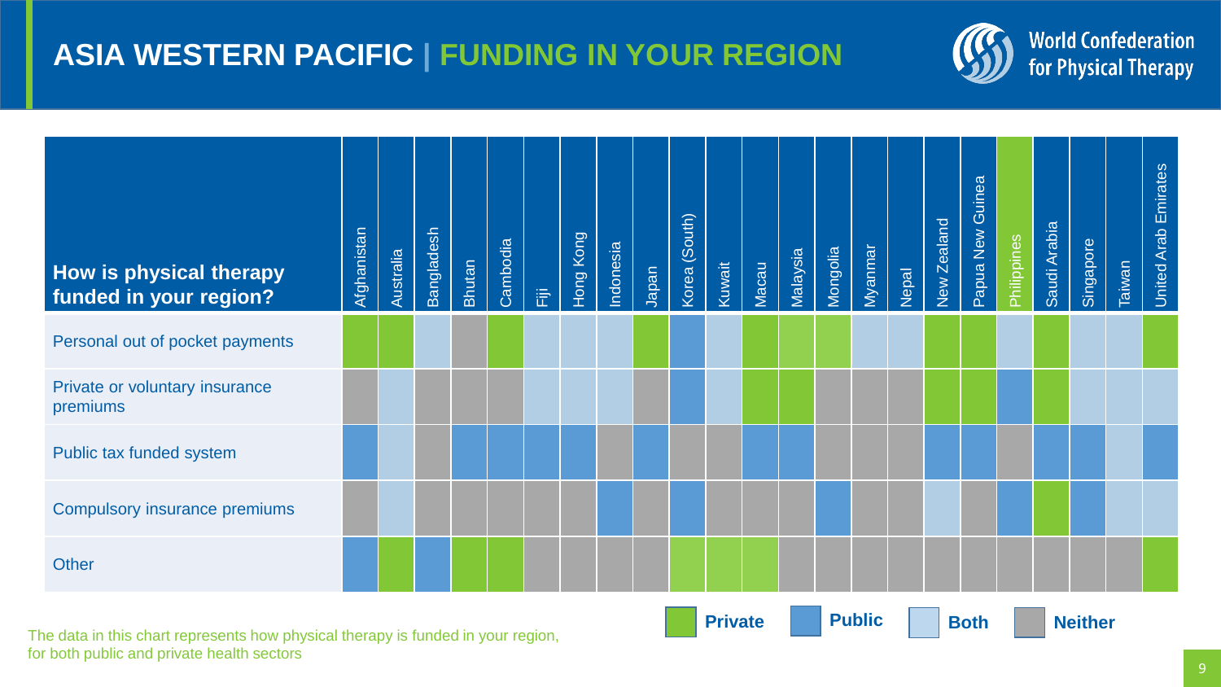# ASIA WESTERN PACIFIC | FUNDING IN YOUR REGION

World Confederation for Physical Therapy

| How is physical therapy funded in your region? | Afghanistan | Australia | Bangladesh | Bhutan | Cambodia | Fiji | Hong Kong | Indonesia | Japan | Korea (South) | Kuwait | Macau | Malaysia | Mongolia | Myanmar | Nepal | New Zealand | Papua New Guinea | Philippines | Saudi Arabia | Singapore | Taiwan | United Arab Emirates |
|---|---|---|---|---|---|---|---|---|---|---|---|---|---|---|---|---|---|---|---|---|---|---|---|
| Personal out of pocket payments | Private | Private | Both | Neither | Private | Both | Both | Both | Private | Public | Both | Private | Private | Private | Both | Both | Private | Private | Both | Private | Both | Both | Private |
| Private or voluntary insurance premiums | Neither | Both | Neither | Neither | Neither | Both | Both | Both | Neither | Public | Both | Private | Private | Neither | Neither | Neither | Private | Private | Public | Private | Both | Both | Both |
| Public tax funded system | Public | Both | Neither | Public | Public | Public | Public | Neither | Public | Neither | Neither | Public | Public | Neither | Neither | Neither | Public | Public | Neither | Public | Public | Both | Public |
| Compulsory insurance premiums | Neither | Both | Neither | Neither | Neither | Neither | Neither | Public | Neither | Public | Neither | Neither | Neither | Public | Neither | Neither | Both | Neither | Public | Private | Public | Both | Both |
| Other | Public | Private | Public | Private | Private | Neither | Neither | Neither | Neither | Private | Private | Private | Neither | Neither | Neither | Neither | Neither | Neither | Neither | Neither | Neither | Neither | Private |

Legend: Private | Public | Both | Neither

The data in this chart represents how physical therapy is funded in your region, for both public and private health sectors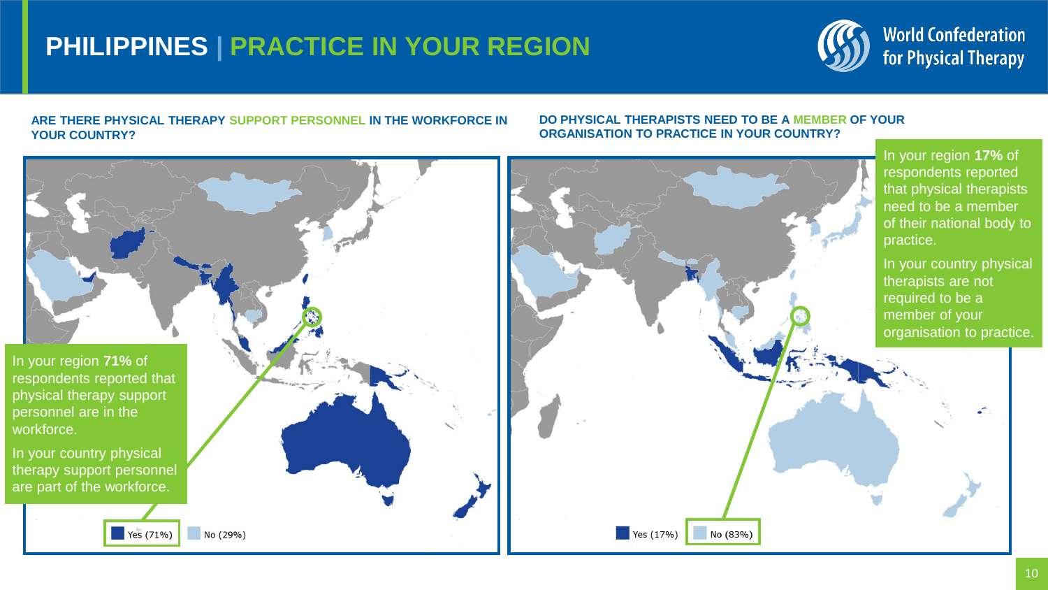# PHILIPPINES | PRACTICE IN YOUR REGION

**ARE THERE PHYSICAL THERAPY SUPPORT PERSONNEL IN THE WORKFORCE IN YOUR COUNTRY?**

In your region **71%** of respondents reported that physical therapy support personnel are in the workforce.

In your country physical therapy support personnel are part of the workforce.

Yes (71%) No (29%)

**DO PHYSICAL THERAPISTS NEED TO BE A MEMBER OF YOUR ORGANISATION TO PRACTICE IN YOUR COUNTRY?**

In your region **17%** of respondents reported that physical therapists need to be a member of their national body to practice.

In your country physical therapists are not required to be a member of your organisation to practice.

Yes (17%) No (83%)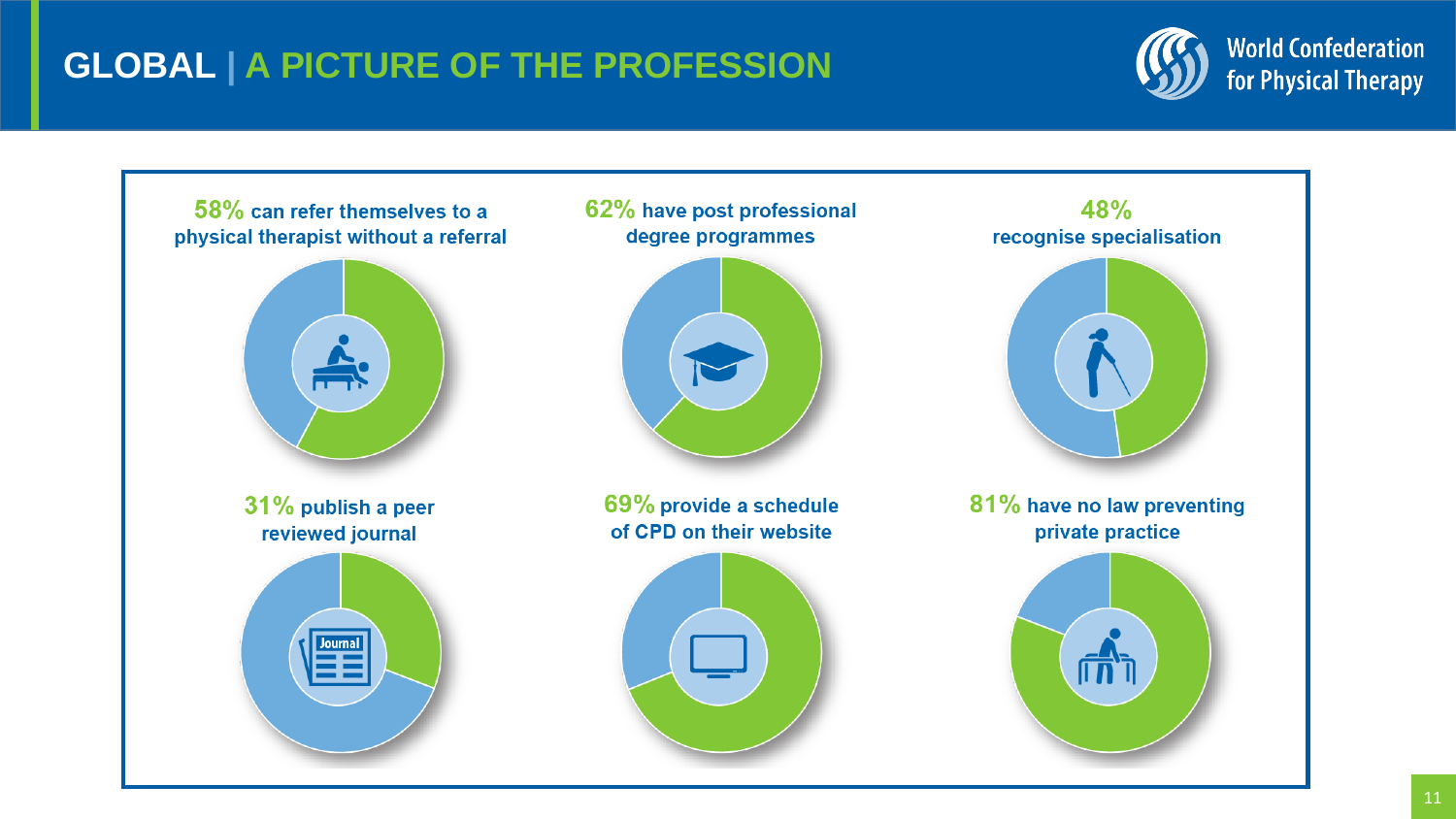# GLOBAL | A PICTURE OF THE PROFESSION

World Confederation for Physical Therapy

**58%** can refer themselves to a physical therapist without a referral

**62%** have post professional degree programmes

**48%** recognise specialisation

**31%** publish a peer reviewed journal

**69%** provide a schedule of CPD on their website

**81%** have no law preventing private practice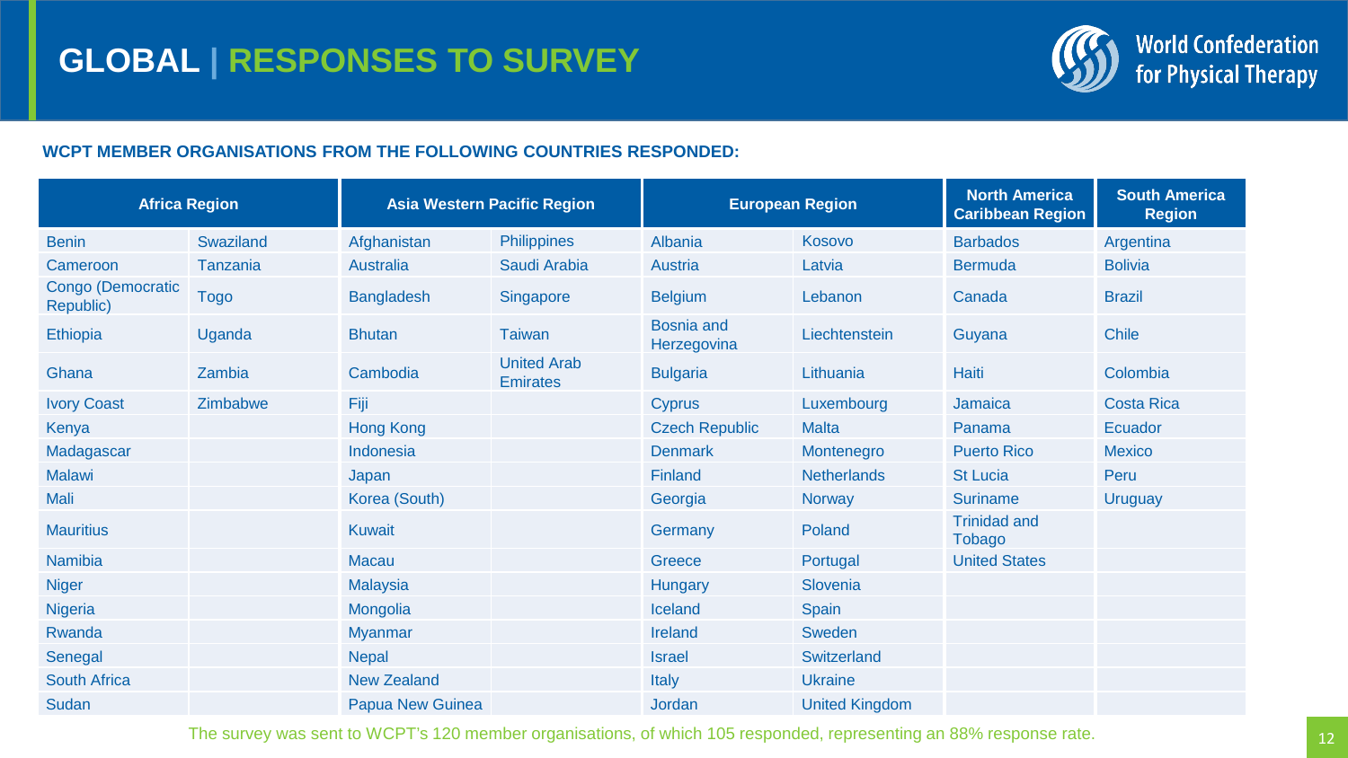# GLOBAL | RESPONSES TO SURVEY

**WCPT MEMBER ORGANISATIONS FROM THE FOLLOWING COUNTRIES RESPONDED:**

| Africa Region | | Asia Western Pacific Region | | European Region | | North America Caribbean Region | South America Region |
|---|---|---|---|---|---|---|---|
| Benin | Swaziland | Afghanistan | Philippines | Albania | Kosovo | Barbados | Argentina |
| Cameroon | Tanzania | Australia | Saudi Arabia | Austria | Latvia | Bermuda | Bolivia |
| Congo (Democratic Republic) | Togo | Bangladesh | Singapore | Belgium | Lebanon | Canada | Brazil |
| Ethiopia | Uganda | Bhutan | Taiwan | Bosnia and Herzegovina | Liechtenstein | Guyana | Chile |
| Ghana | Zambia | Cambodia | United Arab Emirates | Bulgaria | Lithuania | Haiti | Colombia |
| Ivory Coast | Zimbabwe | Fiji | | Cyprus | Luxembourg | Jamaica | Costa Rica |
| Kenya | | Hong Kong | | Czech Republic | Malta | Panama | Ecuador |
| Madagascar | | Indonesia | | Denmark | Montenegro | Puerto Rico | Mexico |
| Malawi | | Japan | | Finland | Netherlands | St Lucia | Peru |
| Mali | | Korea (South) | | Georgia | Norway | Suriname | Uruguay |
| Mauritius | | Kuwait | | Germany | Poland | Trinidad and Tobago | |
| Namibia | | Macau | | Greece | Portugal | United States | |
| Niger | | Malaysia | | Hungary | Slovenia | | |
| Nigeria | | Mongolia | | Iceland | Spain | | |
| Rwanda | | Myanmar | | Ireland | Sweden | | |
| Senegal | | Nepal | | Israel | Switzerland | | |
| South Africa | | New Zealand | | Italy | Ukraine | | |
| Sudan | | Papua New Guinea | | Jordan | United Kingdom | | |

The survey was sent to WCPT's 120 member organisations, of which 105 responded, representing an 88% response rate.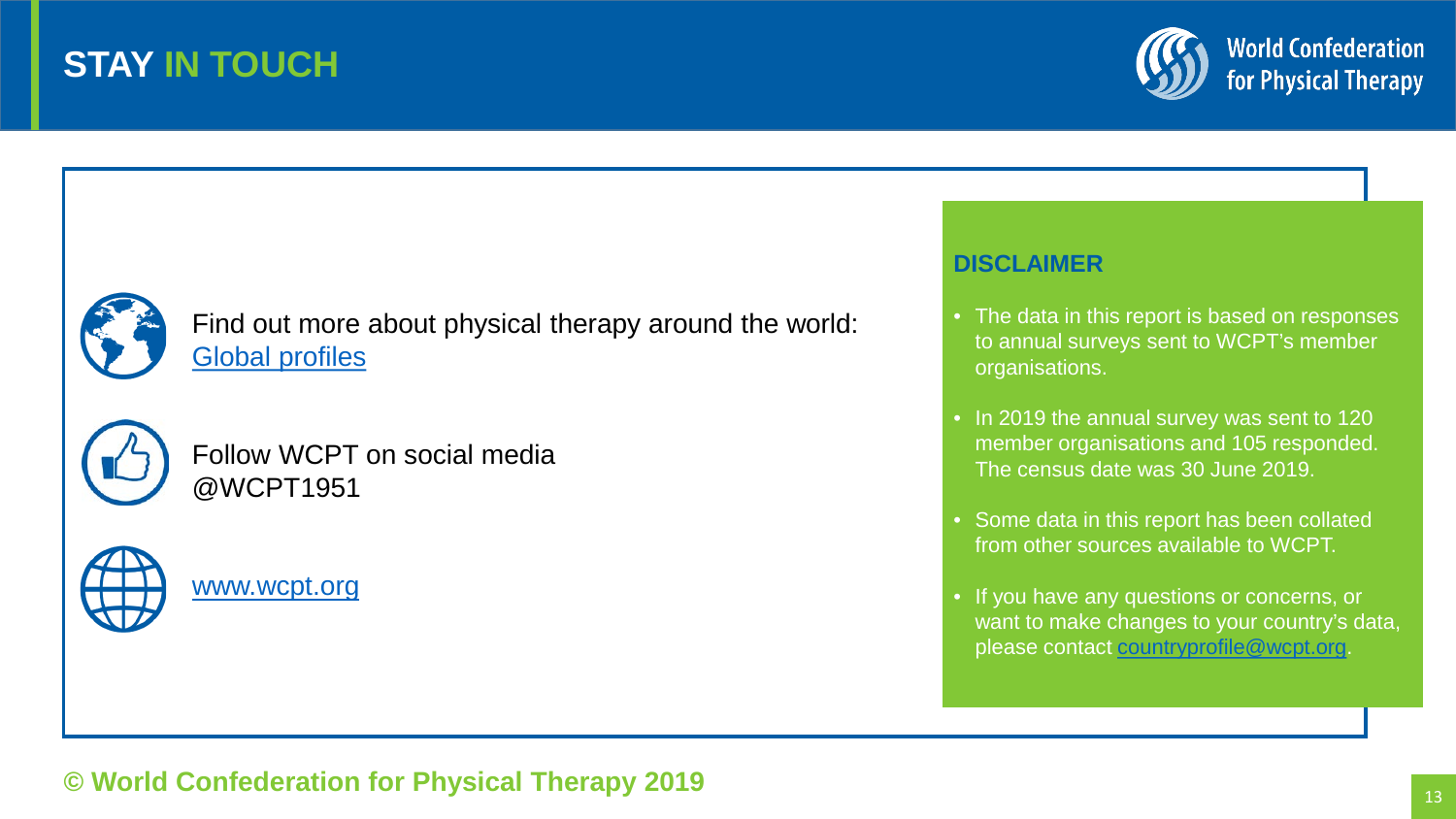## STAY IN TOUCH

World Confederation for Physical Therapy

Find out more about physical therapy around the world: Global profiles

Follow WCPT on social media @WCPT1951

www.wcpt.org

### DISCLAIMER

- The data in this report is based on responses to annual surveys sent to WCPT's member organisations.
- In 2019 the annual survey was sent to 120 member organisations and 105 responded. The census date was 30 June 2019.
- Some data in this report has been collated from other sources available to WCPT.
- If you have any questions or concerns, or want to make changes to your country's data, please contact countryprofile@wcpt.org.

© World Confederation for Physical Therapy 2019